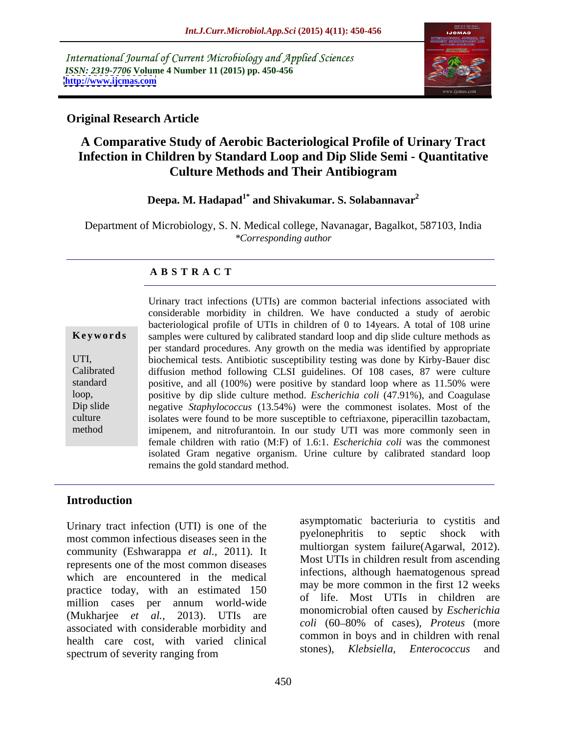International Journal of Current Microbiology and Applied Sciences
*ISSN: 2319-7706* **Volume 4 Number 11 (2015) pp. 450-456**
**http://www.ijcmas.com**

**Original Research Article**

# A Comparative Study of Aerobic Bacteriological Profile of Urinary Tract Infection in Children by Standard Loop and Dip Slide Semi - Quantitative Culture Methods and Their Antibiogram

**Deepa. M. Hadapad[1*] and Shivakumar. S. Solabannavar[2]**

Department of Microbiology, S. N. Medical college, Navanagar, Bagalkot, 587103, India
*\*Corresponding author*

## ABSTRACT

**Keywords**

UTI, Calibrated standard loop, Dip slide culture method

Urinary tract infections (UTIs) are common bacterial infections associated with considerable morbidity in children. We have conducted a study of aerobic bacteriological profile of UTIs in children of 0 to 14years. A total of 108 urine samples were cultured by calibrated standard loop and dip slide culture methods as per standard procedures. Any growth on the media was identified by appropriate biochemical tests. Antibiotic susceptibility testing was done by Kirby-Bauer disc diffusion method following CLSI guidelines. Of 108 cases, 87 were culture positive, and all (100%) were positive by standard loop where as 11.50% were positive by dip slide culture method. *Escherichia coli* (47.91%), and Coagulase negative *Staphylococcus* (13.54%) were the commonest isolates. Most of the isolates were found to be more susceptible to ceftriaxone, piperacillin tazobactam, imipenem, and nitrofurantoin. In our study UTI was more commonly seen in female children with ratio (M:F) of 1.6:1. *Escherichia coli* was the commonest isolated Gram negative organism. Urine culture by calibrated standard loop remains the gold standard method.

## Introduction

Urinary tract infection (UTI) is one of the most common infectious diseases seen in the community (Eshwarappa *et al.,* 2011). It represents one of the most common diseases which are encountered in the medical practice today, with an estimated 150 million cases per annum world-wide (Mukharjee *et al.,* 2013). UTIs are associated with considerable morbidity and health care cost, with varied clinical spectrum of severity ranging from asymptomatic bacteriuria to cystitis and pyelonephritis to septic shock with multiorgan system failure(Agarwal, 2012). Most UTIs in children result from ascending infections, although haematogenous spread may be more common in the first 12 weeks of life. Most UTIs in children are monomicrobial often caused by *Escherichia coli* (60–80% of cases), *Proteus* (more common in boys and in children with renal stones), *Klebsiella, Enterococcus* and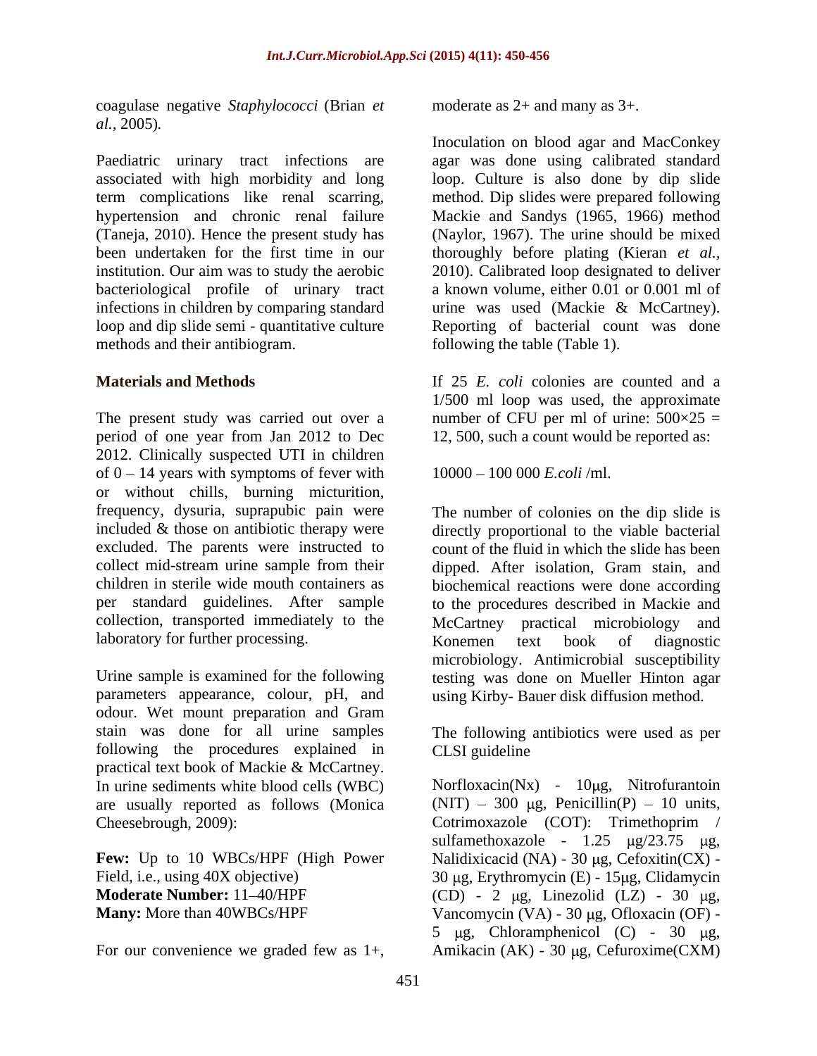coagulase negative *Staphylococci* (Brian *et al.,* 2005).

Paediatric urinary tract infections are associated with high morbidity and long term complications like renal scarring, hypertension and chronic renal failure (Taneja, 2010). Hence the present study has been undertaken for the first time in our institution. Our aim was to study the aerobic bacteriological profile of urinary tract infections in children by comparing standard loop and dip slide semi - quantitative culture methods and their antibiogram.

## Materials and Methods

The present study was carried out over a period of one year from Jan 2012 to Dec 2012. Clinically suspected UTI in children of 0 – 14 years with symptoms of fever with or without chills, burning micturition, frequency, dysuria, suprapubic pain were included & those on antibiotic therapy were excluded. The parents were instructed to collect mid-stream urine sample from their children in sterile wide mouth containers as per standard guidelines. After sample collection, transported immediately to the laboratory for further processing.

Urine sample is examined for the following parameters appearance, colour, pH, and odour. Wet mount preparation and Gram stain was done for all urine samples following the procedures explained in practical text book of Mackie & McCartney. In urine sediments white blood cells (WBC) are usually reported as follows (Monica Cheesebrough, 2009):

**Few:** Up to 10 WBCs/HPF (High Power Field, i.e., using 40X objective)
**Moderate Number:** 11–40/HPF
**Many:** More than 40WBCs/HPF

For our convenience we graded few as 1+, moderate as 2+ and many as 3+.

Inoculation on blood agar and MacConkey agar was done using calibrated standard loop. Culture is also done by dip slide method. Dip slides were prepared following Mackie and Sandys (1965, 1966) method (Naylor, 1967). The urine should be mixed thoroughly before plating (Kieran *et al.,* 2010). Calibrated loop designated to deliver a known volume, either 0.01 or 0.001 ml of urine was used (Mackie & McCartney). Reporting of bacterial count was done following the table (Table 1).

If 25 *E. coli* colonies are counted and a 1/500 ml loop was used, the approximate number of CFU per ml of urine: $500 \times 25 =$ 12, 500, such a count would be reported as:

10000 – 100 000 *E.coli* /ml.

The number of colonies on the dip slide is directly proportional to the viable bacterial count of the fluid in which the slide has been dipped. After isolation, Gram stain, and biochemical reactions were done according to the procedures described in Mackie and McCartney practical microbiology and Konemen text book of diagnostic microbiology. Antimicrobial susceptibility testing was done on Mueller Hinton agar using Kirby- Bauer disk diffusion method.

The following antibiotics were used as per CLSI guideline

Norfloxacin(Nx) - 10μg, Nitrofurantoin (NIT) – 300 μg, Penicillin(P) – 10 units, Cotrimoxazole (COT): Trimethoprim / sulfamethoxazole - 1.25 μg/23.75 μg, Nalidixicacid (NA) - 30 μg, Cefoxitin(CX) - 30 μg, Erythromycin (E) - 15μg, Clidamycin (CD) - 2 μg, Linezolid (LZ) - 30 μg, Vancomycin (VA) - 30 μg, Ofloxacin (OF) - 5 μg, Chloramphenicol (C) - 30 μg, Amikacin (AK) - 30 μg, Cefuroxime(CXM)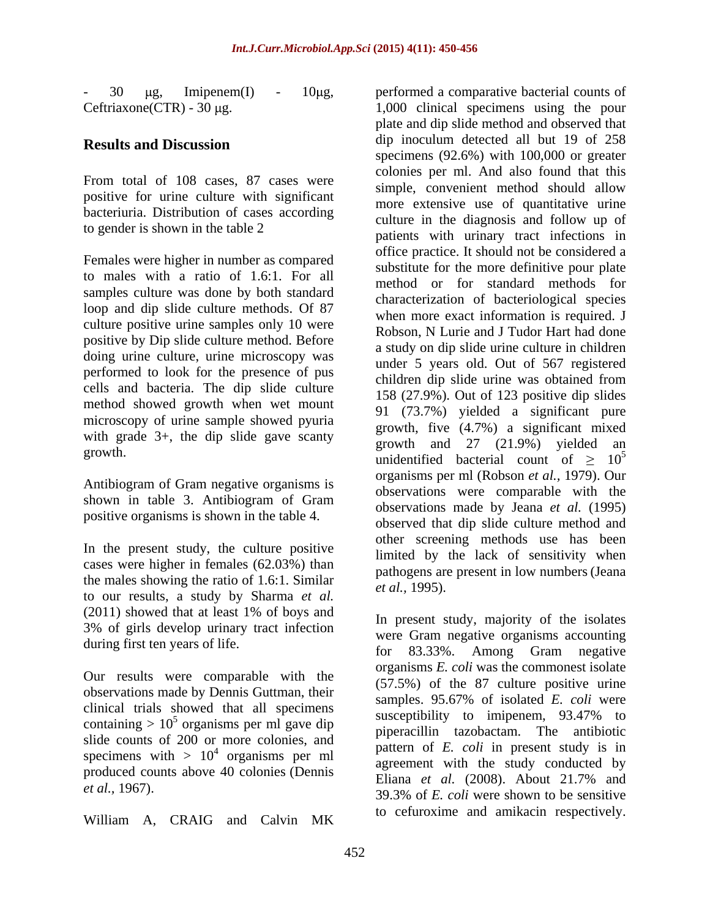- 30 μg, Imipenem(I) - 10μg, Ceftriaxone(CTR) - 30 μg.

## Results and Discussion

From total of 108 cases, 87 cases were positive for urine culture with significant bacteriuria. Distribution of cases according to gender is shown in the table 2

Females were higher in number as compared to males with a ratio of 1.6:1. For all samples culture was done by both standard loop and dip slide culture methods. Of 87 culture positive urine samples only 10 were positive by Dip slide culture method. Before doing urine culture, urine microscopy was performed to look for the presence of pus cells and bacteria. The dip slide culture method showed growth when wet mount microscopy of urine sample showed pyuria with grade 3+, the dip slide gave scanty growth.

Antibiogram of Gram negative organisms is shown in table 3. Antibiogram of Gram positive organisms is shown in the table 4.

In the present study, the culture positive cases were higher in females (62.03%) than the males showing the ratio of 1.6:1. Similar to our results, a study by Sharma *et al.* (2011) showed that at least 1% of boys and 3% of girls develop urinary tract infection during first ten years of life.

Our results were comparable with the observations made by Dennis Guttman, their clinical trials showed that all specimens containing > $10^5$ organisms per ml gave dip slide counts of 200 or more colonies, and specimens with > $10^4$ organisms per ml produced counts above 40 colonies (Dennis *et al.,* 1967).

William A, CRAIG and Calvin MK performed a comparative bacterial counts of 1,000 clinical specimens using the pour plate and dip slide method and observed that dip inoculum detected all but 19 of 258 specimens (92.6%) with 100,000 or greater colonies per ml. And also found that this simple, convenient method should allow more extensive use of quantitative urine culture in the diagnosis and follow up of patients with urinary tract infections in office practice. It should not be considered a substitute for the more definitive pour plate method or for standard methods for characterization of bacteriological species when more exact information is required. J Robson, N Lurie and J Tudor Hart had done a study on dip slide urine culture in children under 5 years old. Out of 567 registered children dip slide urine was obtained from 158 (27.9%). Out of 123 positive dip slides 91 (73.7%) yielded a significant pure growth, five (4.7%) a significant mixed growth and 27 (21.9%) yielded an unidentified bacterial count of ≥ $10^5$ organisms per ml (Robson *et al.,* 1979). Our observations were comparable with the observations made by Jeana *et al.* (1995) observed that dip slide culture method and other screening methods use has been limited by the lack of sensitivity when pathogens are present in low numbers (Jeana *et al.,* 1995).

In present study, majority of the isolates were Gram negative organisms accounting for 83.33%. Among Gram negative organisms *E. coli* was the commonest isolate (57.5%) of the 87 culture positive urine samples. 95.67% of isolated *E. coli* were susceptibility to imipenem, 93.47% to piperacillin tazobactam. The antibiotic pattern of *E. coli* in present study is in agreement with the study conducted by Eliana *et al.* (2008). About 21.7% and 39.3% of *E. coli* were shown to be sensitive to cefuroxime and amikacin respectively.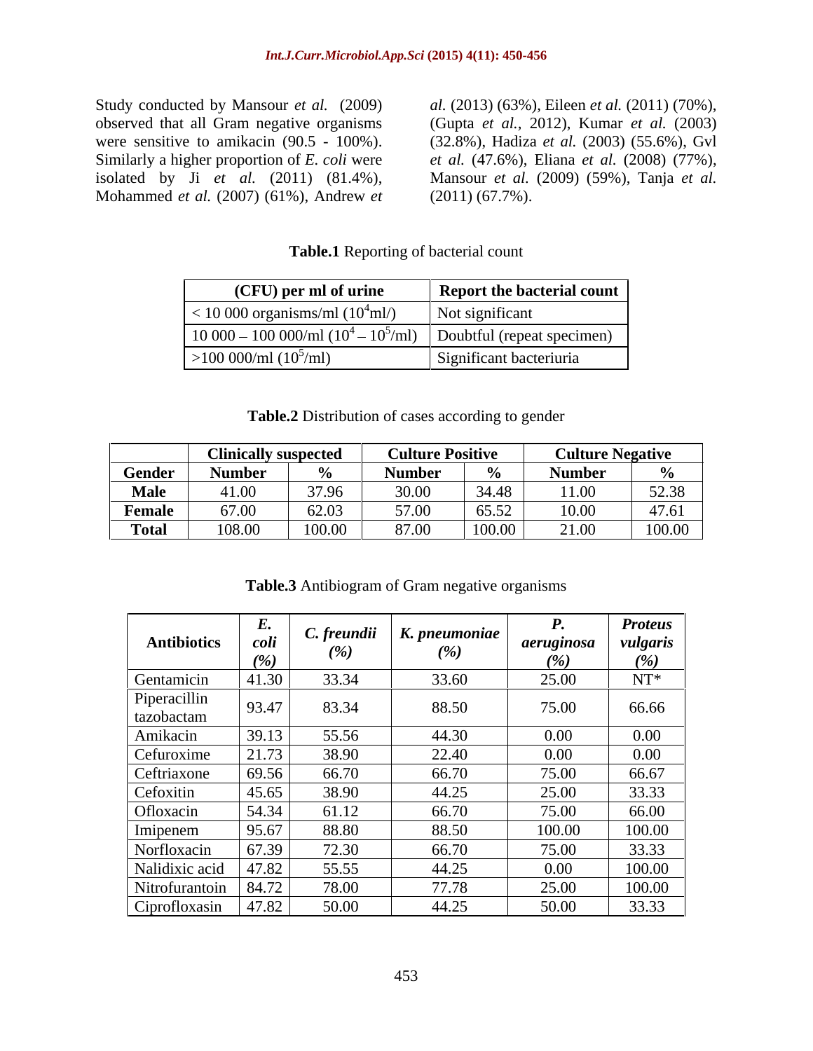Study conducted by Mansour *et al.* (2009) observed that all Gram negative organisms were sensitive to amikacin (90.5 - 100%). Similarly a higher proportion of *E. coli* were isolated by Ji *et al.* (2011) (81.4%), Mohammed *et al.* (2007) (61%), Andrew *et al.* (2013) (63%), Eileen *et al.* (2011) (70%), (Gupta *et al.*, 2012), Kumar *et al.* (2003) (32.8%), Hadiza *et al.* (2003) (55.6%), Gvl *et al.* (47.6%), Eliana *et al.* (2008) (77%), Mansour *et al.* (2009) (59%), Tanja *et al.* (2011) (67.7%).

**Table.1** Reporting of bacterial count

| (CFU) per ml of urine | Report the bacterial count |
|---|---|
| < 10 000 organisms/ml ($10^4$ml/) | Not significant |
| 10 000 – 100 000/ml ($10^4 – 10^5$/ml) | Doubtful (repeat specimen) |
| >100 000/ml ($10^5$/ml) | Significant bacteriuria |

**Table.2** Distribution of cases according to gender

| | Clinically suspected | | Culture Positive | | Culture Negative | |
|---|---|---|---|---|---|---|
| Gender | Number | % | Number | % | Number | % |
| Male | 41.00 | 37.96 | 30.00 | 34.48 | 11.00 | 52.38 |
| Female | 67.00 | 62.03 | 57.00 | 65.52 | 10.00 | 47.61 |
| Total | 108.00 | 100.00 | 87.00 | 100.00 | 21.00 | 100.00 |

**Table.3** Antibiogram of Gram negative organisms

| Antibiotics | *E. coli (%)* | *C. freundii (%)* | *K. pneumoniae (%)* | *P. aeruginosa (%)* | *Proteus vulgaris (%)* |
|---|---|---|---|---|---|
| Gentamicin | 41.30 | 33.34 | 33.60 | 25.00 | NT* |
| Piperacillin tazobactam | 93.47 | 83.34 | 88.50 | 75.00 | 66.66 |
| Amikacin | 39.13 | 55.56 | 44.30 | 0.00 | 0.00 |
| Cefuroxime | 21.73 | 38.90 | 22.40 | 0.00 | 0.00 |
| Ceftriaxone | 69.56 | 66.70 | 66.70 | 75.00 | 66.67 |
| Cefoxitin | 45.65 | 38.90 | 44.25 | 25.00 | 33.33 |
| Ofloxacin | 54.34 | 61.12 | 66.70 | 75.00 | 66.00 |
| Imipenem | 95.67 | 88.80 | 88.50 | 100.00 | 100.00 |
| Norfloxacin | 67.39 | 72.30 | 66.70 | 75.00 | 33.33 |
| Nalidixic acid | 47.82 | 55.55 | 44.25 | 0.00 | 100.00 |
| Nitrofurantoin | 84.72 | 78.00 | 77.78 | 25.00 | 100.00 |
| Ciprofloxasin | 47.82 | 50.00 | 44.25 | 50.00 | 33.33 |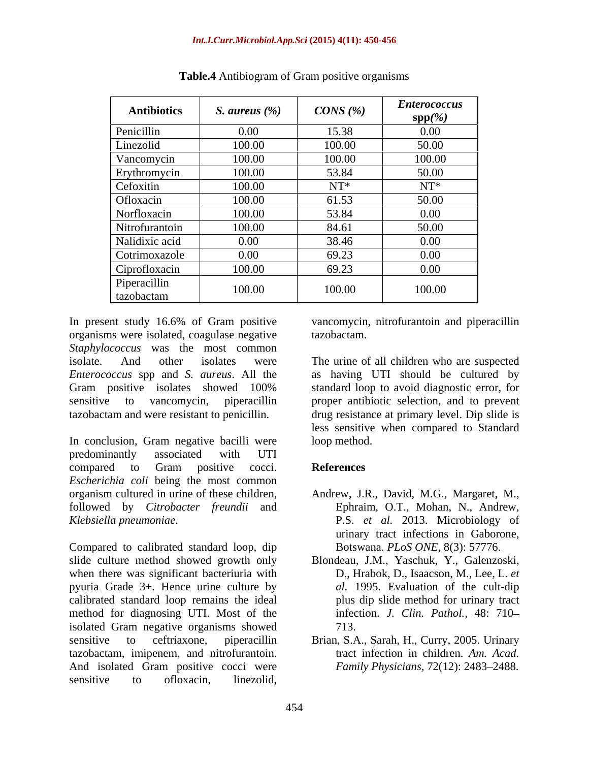**Table.4** Antibiogram of Gram positive organisms

| Antibiotics | *S. aureus (%)* | *CONS (%)* | *Enterococcus* spp(%) |
|---|---|---|---|
| Penicillin | 0.00 | 15.38 | 0.00 |
| Linezolid | 100.00 | 100.00 | 50.00 |
| Vancomycin | 100.00 | 100.00 | 100.00 |
| Erythromycin | 100.00 | 53.84 | 50.00 |
| Cefoxitin | 100.00 | NT* | NT* |
| Ofloxacin | 100.00 | 61.53 | 50.00 |
| Norfloxacin | 100.00 | 53.84 | 0.00 |
| Nitrofurantoin | 100.00 | 84.61 | 50.00 |
| Nalidixic acid | 0.00 | 38.46 | 0.00 |
| Cotrimoxazole | 0.00 | 69.23 | 0.00 |
| Ciprofloxacin | 100.00 | 69.23 | 0.00 |
| Piperacillin tazobactam | 100.00 | 100.00 | 100.00 |

In present study 16.6% of Gram positive organisms were isolated, coagulase negative *Staphylococcus* was the most common isolate. And other isolates were *Enterococcus* spp and *S. aureus*. All the Gram positive isolates showed 100% sensitive to vancomycin, piperacillin tazobactam and were resistant to penicillin.

In conclusion, Gram negative bacilli were predominantly associated with UTI compared to Gram positive cocci. *Escherichia coli* being the most common organism cultured in urine of these children, followed by *Citrobacter freundii* and *Klebsiella pneumoniae*.

Compared to calibrated standard loop, dip slide culture method showed growth only when there was significant bacteriuria with pyuria Grade 3+. Hence urine culture by calibrated standard loop remains the ideal method for diagnosing UTI. Most of the isolated Gram negative organisms showed sensitive to ceftriaxone, piperacillin tazobactam, imipenem, and nitrofurantoin. And isolated Gram positive cocci were sensitive to ofloxacin, linezolid, vancomycin, nitrofurantoin and piperacillin tazobactam.

The urine of all children who are suspected as having UTI should be cultured by standard loop to avoid diagnostic error, for proper antibiotic selection, and to prevent drug resistance at primary level. Dip slide is less sensitive when compared to Standard loop method.

## References

Andrew, J.R., David, M.G., Margaret, M., Ephraim, O.T., Mohan, N., Andrew, P.S. *et al.* 2013. Microbiology of urinary tract infections in Gaborone, Botswana. *PLoS ONE,* 8(3): 57776.

Blondeau, J.M., Yaschuk, Y., Galenzoski, D., Hrabok, D., Isaacson, M., Lee, L. *et al.* 1995. Evaluation of the cult-dip plus dip slide method for urinary tract infection. *J. Clin. Pathol.,* 48: 710–713.

Brian, S.A., Sarah, H., Curry, 2005. Urinary tract infection in children. *Am. Acad. Family Physicians,* 72(12): 2483–2488.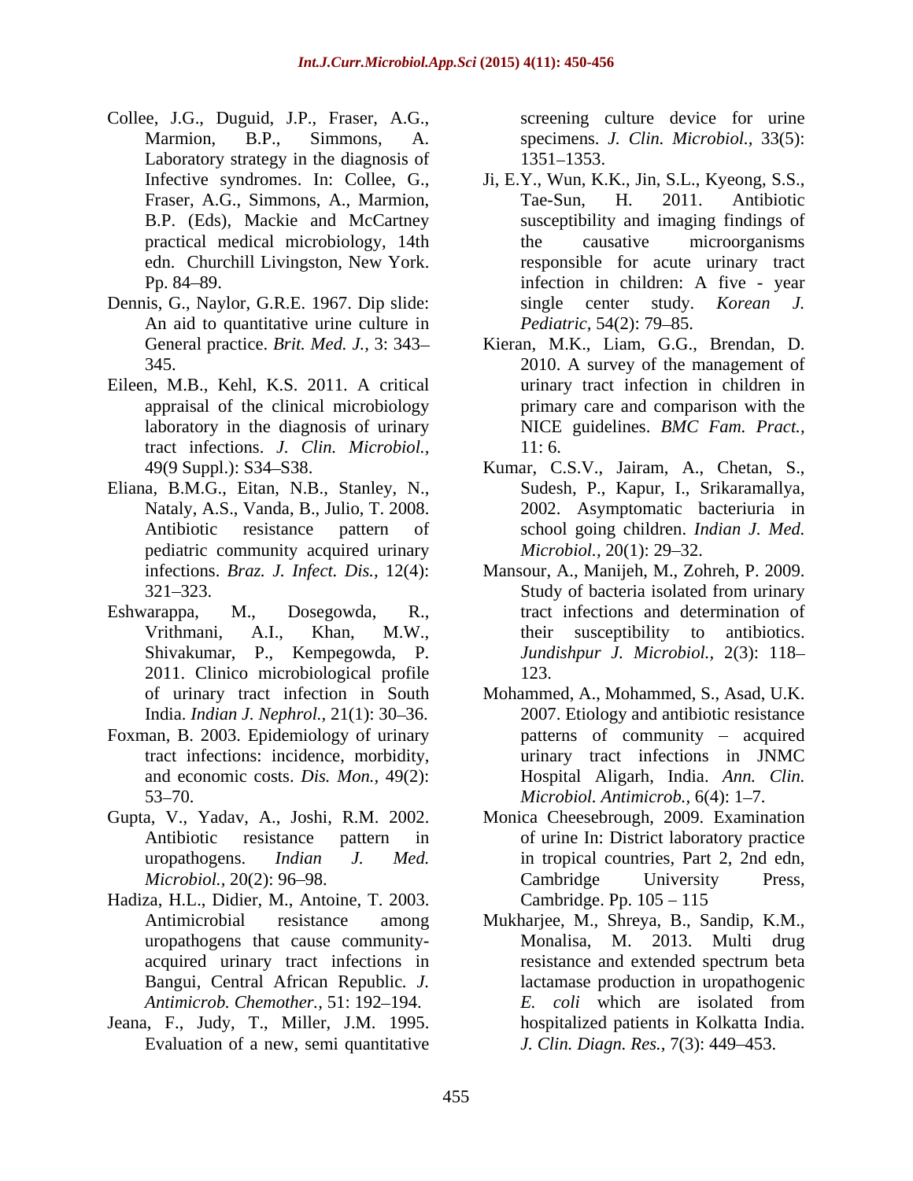Collee, J.G., Duguid, J.P., Fraser, A.G., Marmion, B.P., Simmons, A. Laboratory strategy in the diagnosis of Infective syndromes. In: Collee, G., Fraser, A.G., Simmons, A., Marmion, B.P. (Eds), Mackie and McCartney practical medical microbiology, 14th edn. Churchill Livingston, New York. Pp. 84–89.

Dennis, G., Naylor, G.R.E. 1967. Dip slide: An aid to quantitative urine culture in General practice. *Brit. Med. J.,* 3: 343–345.

Eileen, M.B., Kehl, K.S. 2011. A critical appraisal of the clinical microbiology laboratory in the diagnosis of urinary tract infections. *J. Clin. Microbiol.,* 49(9 Suppl.): S34–S38.

Eliana, B.M.G., Eitan, N.B., Stanley, N., Nataly, A.S., Vanda, B., Julio, T. 2008. Antibiotic resistance pattern of pediatric community acquired urinary infections. *Braz. J. Infect. Dis.,* 12(4): 321–323.

Eshwarappa, M., Dosegowda, R., Vrithmani, A.I., Khan, M.W., Shivakumar, P., Kempegowda, P. 2011. Clinico microbiological profile of urinary tract infection in South India. *Indian J. Nephrol.,* 21(1): 30–36.

Foxman, B. 2003. Epidemiology of urinary tract infections: incidence, morbidity, and economic costs. *Dis. Mon.,* 49(2): 53–70.

Gupta, V., Yadav, A., Joshi, R.M. 2002. Antibiotic resistance pattern in uropathogens. *Indian J. Med. Microbiol.,* 20(2): 96–98.

Hadiza, H.L., Didier, M., Antoine, T. 2003. Antimicrobial resistance among uropathogens that cause community-acquired urinary tract infections in Bangui, Central African Republic. *J. Antimicrob. Chemother.,* 51: 192–194.

Jeana, F., Judy, T., Miller, J.M. 1995. Evaluation of a new, semi quantitative screening culture device for urine specimens. *J. Clin. Microbiol.,* 33(5): 1351–1353.

Ji, E.Y., Wun, K.K., Jin, S.L., Kyeong, S.S., Tae-Sun, H. 2011. Antibiotic susceptibility and imaging findings of the causative microorganisms responsible for acute urinary tract infection in children: A five - year single center study. *Korean J. Pediatric,* 54(2): 79–85.

Kieran, M.K., Liam, G.G., Brendan, D. 2010. A survey of the management of urinary tract infection in children in primary care and comparison with the NICE guidelines. *BMC Fam. Pract.,* 11: 6.

Kumar, C.S.V., Jairam, A., Chetan, S., Sudesh, P., Kapur, I., Srikaramallya, 2002. Asymptomatic bacteriuria in school going children. *Indian J. Med. Microbiol.,* 20(1): 29–32.

Mansour, A., Manijeh, M., Zohreh, P. 2009. Study of bacteria isolated from urinary tract infections and determination of their susceptibility to antibiotics. *Jundishpur J. Microbiol.,* 2(3): 118–123.

Mohammed, A., Mohammed, S., Asad, U.K. 2007. Etiology and antibiotic resistance patterns of community – acquired urinary tract infections in JNMC Hospital Aligarh, India. *Ann. Clin. Microbiol. Antimicrob.,* 6(4): 1–7.

Monica Cheesebrough, 2009. Examination of urine In: District laboratory practice in tropical countries, Part 2, 2nd edn, Cambridge University Press, Cambridge. Pp. 105 – 115

Mukharjee, M., Shreya, B., Sandip, K.M., Monalisa, M. 2013. Multi drug resistance and extended spectrum beta lactamase production in uropathogenic *E. coli* which are isolated from hospitalized patients in Kolkatta India. *J. Clin. Diagn. Res.,* 7(3): 449–453.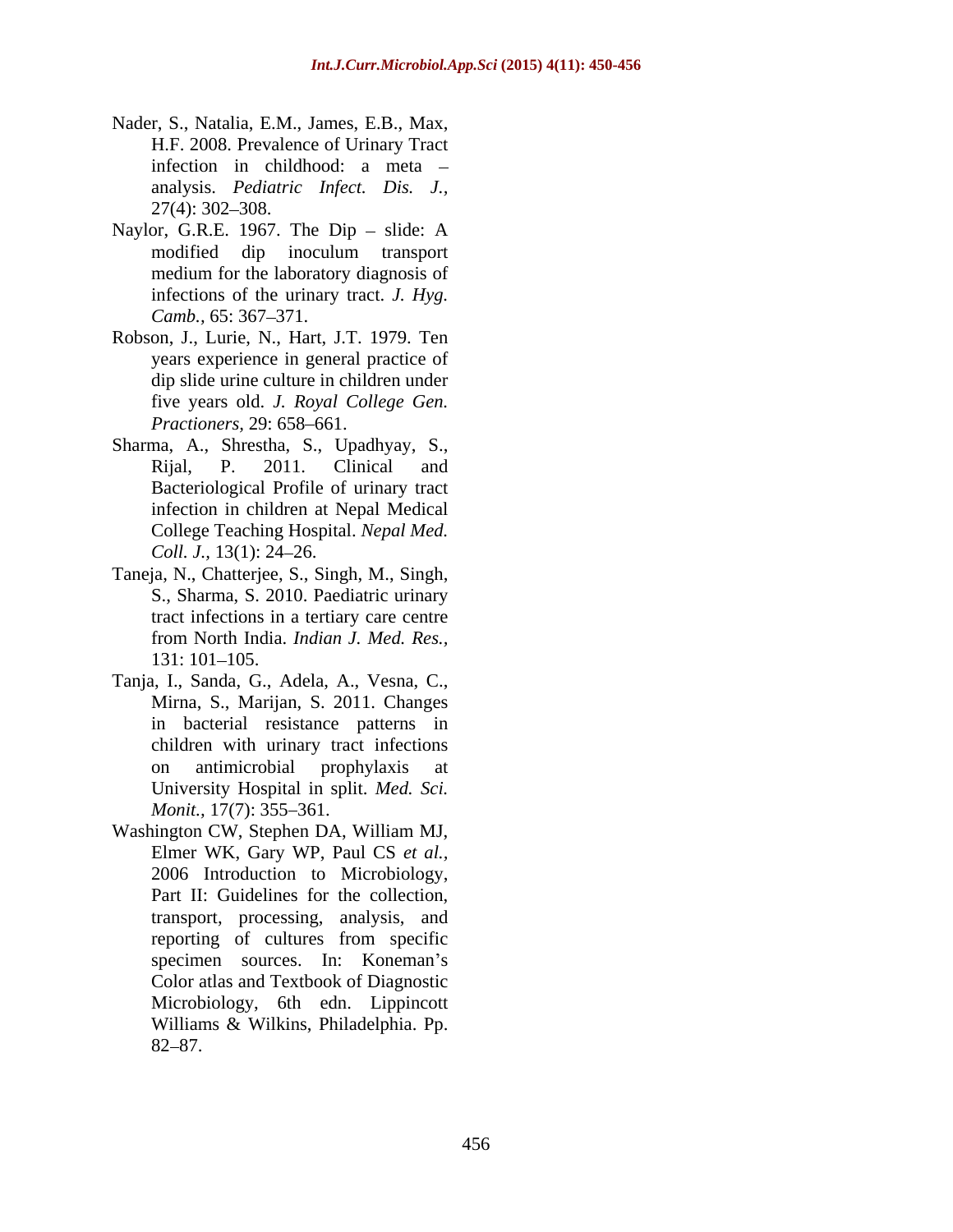Nader, S., Natalia, E.M., James, E.B., Max, H.F. 2008. Prevalence of Urinary Tract infection in childhood: a meta – analysis. *Pediatric Infect. Dis. J.,* 27(4): 302–308.

Naylor, G.R.E. 1967. The Dip – slide: A modified dip inoculum transport medium for the laboratory diagnosis of infections of the urinary tract. *J. Hyg. Camb.,* 65: 367–371.

Robson, J., Lurie, N., Hart, J.T. 1979. Ten years experience in general practice of dip slide urine culture in children under five years old. *J. Royal College Gen. Practioners,* 29: 658–661.

Sharma, A., Shrestha, S., Upadhyay, S., Rijal, P. 2011. Clinical and Bacteriological Profile of urinary tract infection in children at Nepal Medical College Teaching Hospital. *Nepal Med. Coll. J.,* 13(1): 24–26.

Taneja, N., Chatterjee, S., Singh, M., Singh, S., Sharma, S. 2010. Paediatric urinary tract infections in a tertiary care centre from North India. *Indian J. Med. Res.,* 131: 101–105.

Tanja, I., Sanda, G., Adela, A., Vesna, C., Mirna, S., Marijan, S. 2011. Changes in bacterial resistance patterns in children with urinary tract infections on antimicrobial prophylaxis at University Hospital in split. *Med. Sci. Monit.,* 17(7): 355–361.

Washington CW, Stephen DA, William MJ, Elmer WK, Gary WP, Paul CS *et al.*, 2006 Introduction to Microbiology, Part II: Guidelines for the collection, transport, processing, analysis, and reporting of cultures from specific specimen sources. In: Koneman's Color atlas and Textbook of Diagnostic Microbiology, 6th edn. Lippincott Williams & Wilkins, Philadelphia. Pp. 82–87.